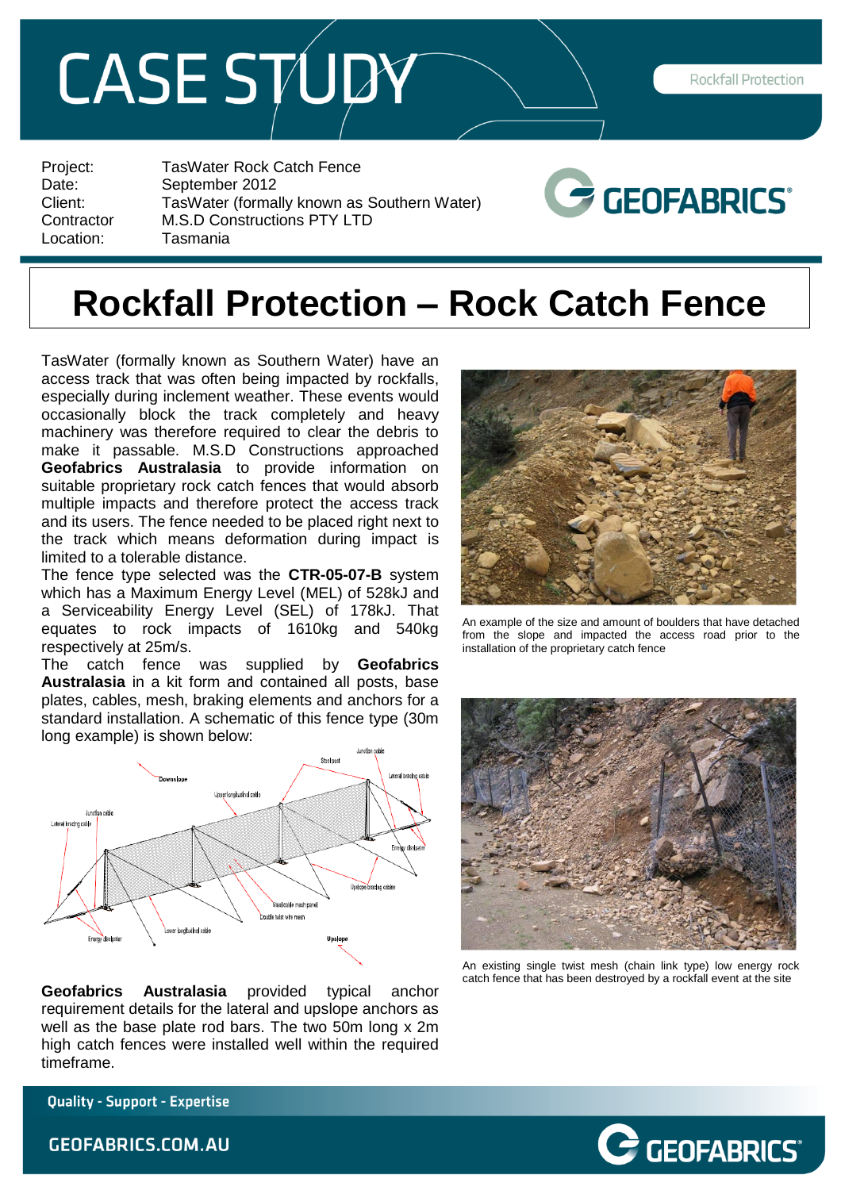# CASE STUDY

Rockfall Protection

Project: TasWater Rock Catch Fence
Date: September 2012
Client: TasWater (formally known as Southern Water)
Contractor M.S.D Constructions PTY LTD
Location: Tasmania

# Rockfall Protection – Rock Catch Fence

TasWater (formally known as Southern Water) have an access track that was often being impacted by rockfalls, especially during inclement weather. These events would occasionally block the track completely and heavy machinery was therefore required to clear the debris to make it passable. M.S.D Constructions approached **Geofabrics Australasia** to provide information on suitable proprietary rock catch fences that would absorb multiple impacts and therefore protect the access track and its users. The fence needed to be placed right next to the track which means deformation during impact is limited to a tolerable distance.

The fence type selected was the **CTR-05-07-B** system which has a Maximum Energy Level (MEL) of 528kJ and a Serviceability Energy Level (SEL) of 178kJ. That equates to rock impacts of 1610kg and 540kg respectively at 25m/s.

The catch fence was supplied by **Geofabrics Australasia** in a kit form and contained all posts, base plates, cables, mesh, braking elements and anchors for a standard installation. A schematic of this fence type (30m long example) is shown below:

An example of the size and amount of boulders that have detached from the slope and impacted the access road prior to the installation of the proprietary catch fence

An existing single twist mesh (chain link type) low energy rock catch fence that has been destroyed by a rockfall event at the site

**Geofabrics Australasia** provided typical anchor requirement details for the lateral and upslope anchors as well as the base plate rod bars. The two 50m long x 2m high catch fences were installed well within the required timeframe.

Quality - Support - Expertise

GEOFABRICS.COM.AU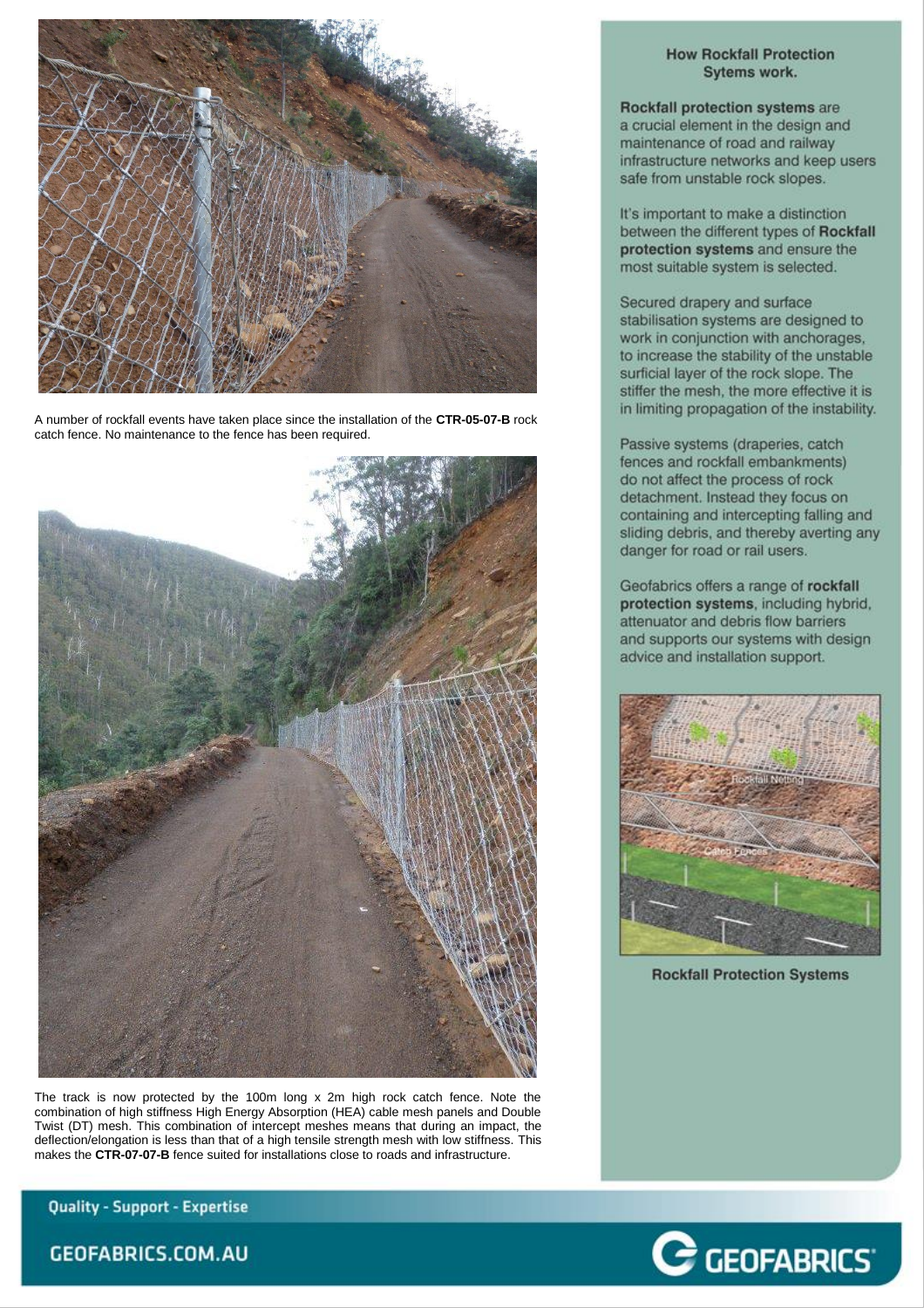A number of rockfall events have taken place since the installation of the **CTR-05-07-B** rock catch fence. No maintenance to the fence has been required.

The track is now protected by the 100m long x 2m high rock catch fence. Note the combination of high stiffness High Energy Absorption (HEA) cable mesh panels and Double Twist (DT) mesh. This combination of intercept meshes means that during an impact, the deflection/elongation is less than that of a high tensile strength mesh with low stiffness. This makes the **CTR-07-07-B** fence suited for installations close to roads and infrastructure.

### How Rockfall Protection Sytems work.

**Rockfall protection systems** are a crucial element in the design and maintenance of road and railway infrastructure networks and keep users safe from unstable rock slopes.

It's important to make a distinction between the different types of **Rockfall protection systems** and ensure the most suitable system is selected.

Secured drapery and surface stabilisation systems are designed to work in conjunction with anchorages, to increase the stability of the unstable surficial layer of the rock slope. The stiffer the mesh, the more effective it is in limiting propagation of the instability.

Passive systems (draperies, catch fences and rockfall embankments) do not affect the process of rock detachment. Instead they focus on containing and intercepting falling and sliding debris, and thereby averting any danger for road or rail users.

Geofabrics offers a range of **rockfall protection systems**, including hybrid, attenuator and debris flow barriers and supports our systems with design advice and installation support.

Rockfall Netting

Catch Fences

**Rockfall Protection Systems**

Quality - Support - Expertise

GEOFABRICS.COM.AU

GEOFABRICS